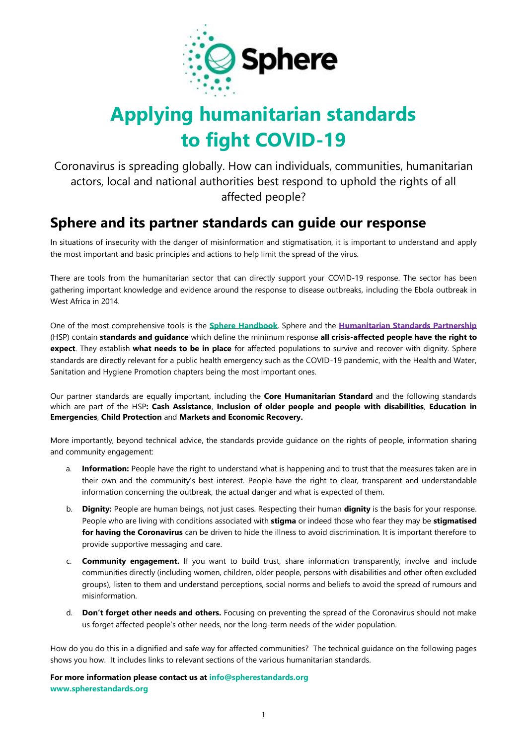Sphere

# Applying humanitarian standards to fight COVID-19

Coronavirus is spreading globally. How can individuals, communities, humanitarian actors, local and national authorities best respond to uphold the rights of all affected people?

## Sphere and its partner standards can guide our response

In situations of insecurity with the danger of misinformation and stigmatisation, it is important to understand and apply the most important and basic principles and actions to help limit the spread of the virus.

There are tools from the humanitarian sector that can directly support your COVID-19 response. The sector has been gathering important knowledge and evidence around the response to disease outbreaks, including the Ebola outbreak in West Africa in 2014.

One of the most comprehensive tools is the **Sphere Handbook**. Sphere and the **Humanitarian Standards Partnership** (HSP) contain **standards and guidance** which define the minimum response **all crisis-affected people have the right to expect**. They establish **what needs to be in place** for affected populations to survive and recover with dignity. Sphere standards are directly relevant for a public health emergency such as the COVID-19 pandemic, with the Health and Water, Sanitation and Hygiene Promotion chapters being the most important ones.

Our partner standards are equally important, including the **Core Humanitarian Standard** and the following standards which are part of the HSP**: Cash Assistance**, **Inclusion of older people and people with disabilities**, **Education in Emergencies**, **Child Protection** and **Markets and Economic Recovery.**

More importantly, beyond technical advice, the standards provide guidance on the rights of people, information sharing and community engagement:

a. **Information:** People have the right to understand what is happening and to trust that the measures taken are in their own and the community's best interest. People have the right to clear, transparent and understandable information concerning the outbreak, the actual danger and what is expected of them.

b. **Dignity:** People are human beings, not just cases. Respecting their human **dignity** is the basis for your response. People who are living with conditions associated with **stigma** or indeed those who fear they may be **stigmatised for having the Coronavirus** can be driven to hide the illness to avoid discrimination. It is important therefore to provide supportive messaging and care.

c. **Community engagement.** If you want to build trust, share information transparently, involve and include communities directly (including women, children, older people, persons with disabilities and other often excluded groups), listen to them and understand perceptions, social norms and beliefs to avoid the spread of rumours and misinformation.

d. **Don't forget other needs and others.** Focusing on preventing the spread of the Coronavirus should not make us forget affected people's other needs, nor the long-term needs of the wider population.

How do you do this in a dignified and safe way for affected communities? The technical guidance on the following pages shows you how. It includes links to relevant sections of the various humanitarian standards.

**For more information please contact us at info@spherestandards.org**
**www.spherestandards.org**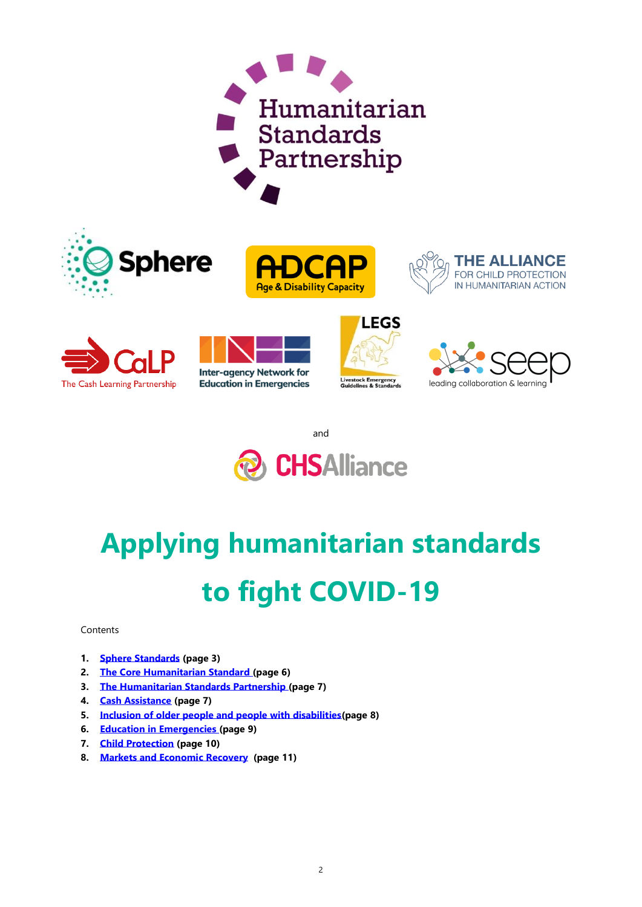# Applying humanitarian standards to fight COVID-19

Contents

1. **Sphere Standards (page 3)**
2. **The Core Humanitarian Standard (page 6)**
3. **The Humanitarian Standards Partnership (page 7)**
4. **Cash Assistance (page 7)**
5. **Inclusion of older people and people with disabilities(page 8)**
6. **Education in Emergencies (page 9)**
7. **Child Protection (page 10)**
8. **Markets and Economic Recovery (page 11)**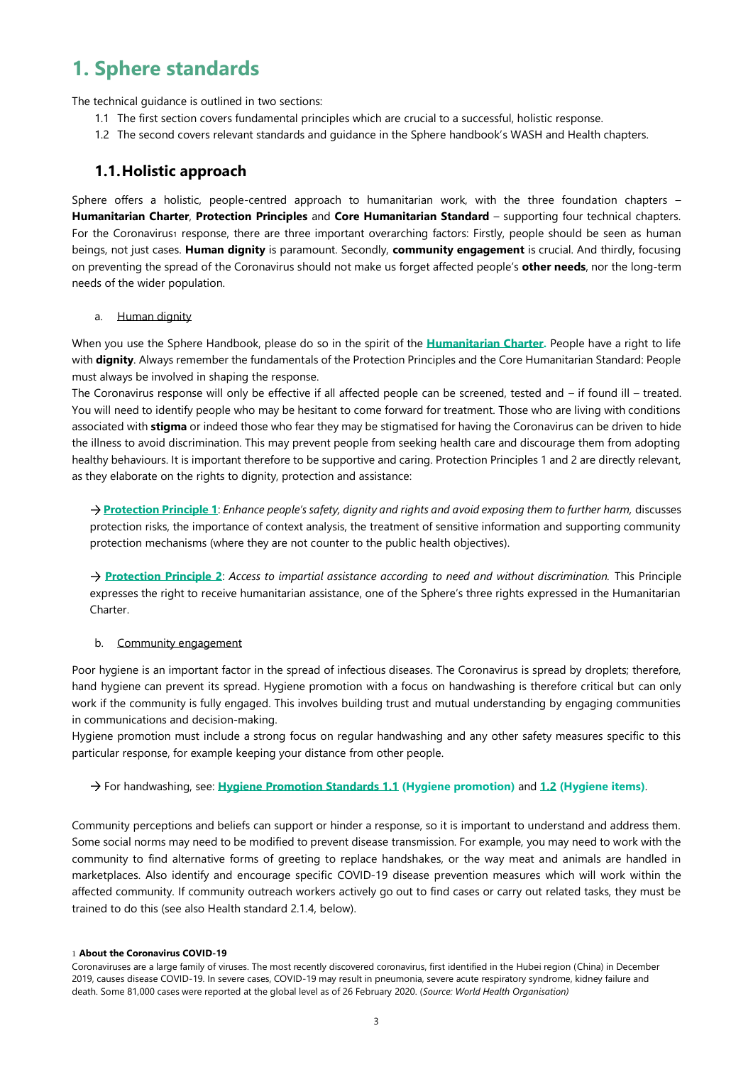# 1. Sphere standards

The technical guidance is outlined in two sections:

1.1 The first section covers fundamental principles which are crucial to a successful, holistic response.

1.2 The second covers relevant standards and guidance in the Sphere handbook's WASH and Health chapters.

## 1.1. Holistic approach

Sphere offers a holistic, people-centred approach to humanitarian work, with the three foundation chapters – **Humanitarian Charter**, **Protection Principles** and **Core Humanitarian Standard** – supporting four technical chapters. For the Coronavirus[1] response, there are three important overarching factors: Firstly, people should be seen as human beings, not just cases. **Human dignity** is paramount. Secondly, **community engagement** is crucial. And thirdly, focusing on preventing the spread of the Coronavirus should not make us forget affected people's **other needs**, nor the long-term needs of the wider population.

a. Human dignity

When you use the Sphere Handbook, please do so in the spirit of the **Humanitarian Charter**. People have a right to life with **dignity**. Always remember the fundamentals of the Protection Principles and the Core Humanitarian Standard: People must always be involved in shaping the response.

The Coronavirus response will only be effective if all affected people can be screened, tested and – if found ill – treated. You will need to identify people who may be hesitant to come forward for treatment. Those who are living with conditions associated with **stigma** or indeed those who fear they may be stigmatised for having the Coronavirus can be driven to hide the illness to avoid discrimination. This may prevent people from seeking health care and discourage them from adopting healthy behaviours. It is important therefore to be supportive and caring. Protection Principles 1 and 2 are directly relevant, as they elaborate on the rights to dignity, protection and assistance:

→ **Protection Principle 1**: *Enhance people's safety, dignity and rights and avoid exposing them to further harm,* discusses protection risks, the importance of context analysis, the treatment of sensitive information and supporting community protection mechanisms (where they are not counter to the public health objectives).

→ **Protection Principle 2**: *Access to impartial assistance according to need and without discrimination.* This Principle expresses the right to receive humanitarian assistance, one of the Sphere's three rights expressed in the Humanitarian Charter.

b. Community engagement

Poor hygiene is an important factor in the spread of infectious diseases. The Coronavirus is spread by droplets; therefore, hand hygiene can prevent its spread. Hygiene promotion with a focus on handwashing is therefore critical but can only work if the community is fully engaged. This involves building trust and mutual understanding by engaging communities in communications and decision-making.

Hygiene promotion must include a strong focus on regular handwashing and any other safety measures specific to this particular response, for example keeping your distance from other people.

→ For handwashing, see: **Hygiene Promotion Standards 1.1 (Hygiene promotion)** and **1.2 (Hygiene items)**.

Community perceptions and beliefs can support or hinder a response, so it is important to understand and address them. Some social norms may need to be modified to prevent disease transmission. For example, you may need to work with the community to find alternative forms of greeting to replace handshakes, or the way meat and animals are handled in marketplaces. Also identify and encourage specific COVID-19 disease prevention measures which will work within the affected community. If community outreach workers actively go out to find cases or carry out related tasks, they must be trained to do this (see also Health standard 2.1.4, below).

[1] **About the Coronavirus COVID-19**

Coronaviruses are a large family of viruses. The most recently discovered coronavirus, first identified in the Hubei region (China) in December 2019, causes disease COVID-19. In severe cases, COVID-19 may result in pneumonia, severe acute respiratory syndrome, kidney failure and death. Some 81,000 cases were reported at the global level as of 26 February 2020. (*Source: World Health Organisation)*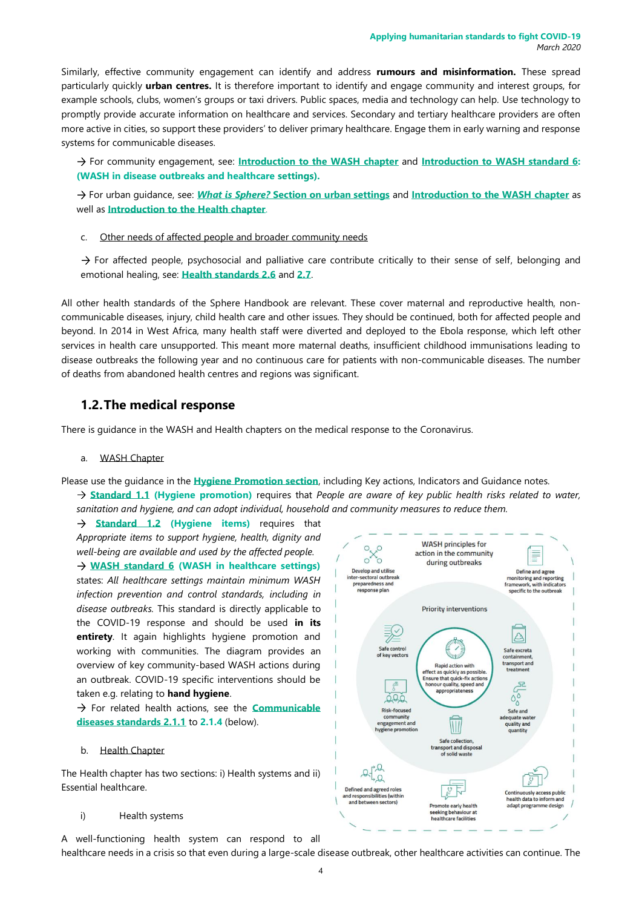Similarly, effective community engagement can identify and address **rumours and misinformation.** These spread particularly quickly **urban centres.** It is therefore important to identify and engage community and interest groups, for example schools, clubs, women's groups or taxi drivers. Public spaces, media and technology can help. Use technology to promptly provide accurate information on healthcare and services. Secondary and tertiary healthcare providers are often more active in cities, so support these providers' to deliver primary healthcare. Engage them in early warning and response systems for communicable diseases.

→ For community engagement, see: **Introduction to the WASH chapter** and **Introduction to WASH standard 6: (WASH in disease outbreaks and healthcare settings).**

→ For urban guidance, see: ***What is Sphere?* Section on urban settings** and **Introduction to the WASH chapter** as well as **Introduction to the Health chapter**.

c. Other needs of affected people and broader community needs

→ For affected people, psychosocial and palliative care contribute critically to their sense of self, belonging and emotional healing, see: **Health standards 2.6** and **2.7**.

All other health standards of the Sphere Handbook are relevant. These cover maternal and reproductive health, non-communicable diseases, injury, child health care and other issues. They should be continued, both for affected people and beyond. In 2014 in West Africa, many health staff were diverted and deployed to the Ebola response, which left other services in health care unsupported. This meant more maternal deaths, insufficient childhood immunisations leading to disease outbreaks the following year and no continuous care for patients with non-communicable diseases. The number of deaths from abandoned health centres and regions was significant.

## 1.2. The medical response

There is guidance in the WASH and Health chapters on the medical response to the Coronavirus.

a. WASH Chapter

Please use the guidance in the **Hygiene Promotion section**, including Key actions, Indicators and Guidance notes.

→ **Standard 1.1 (Hygiene promotion)** requires that *People are aware of key public health risks related to water, sanitation and hygiene, and can adopt individual, household and community measures to reduce them.*

→ **Standard 1.2 (Hygiene items)** requires that *Appropriate items to support hygiene, health, dignity and well-being are available and used by the affected people.*

→ **WASH standard 6 (WASH in healthcare settings)** states: *All healthcare settings maintain minimum WASH infection prevention and control standards, including in disease outbreaks.* This standard is directly applicable to the COVID-19 response and should be used **in its entirety**. It again highlights hygiene promotion and working with communities. The diagram provides an overview of key community-based WASH actions during an outbreak. COVID-19 specific interventions should be taken e.g. relating to **hand hygiene**.

→ For related health actions, see the **Communicable diseases standards 2.1.1** to **2.1.4** (below).

WASH principles for action in the community during outbreaks

- Develop and utilise inter-sectoral outbreak preparedness and response plan
- Define and agree monitoring and reporting framework, with indicators specific to the outbreak

Priority interventions

- Rapid action with effect as quickly as possible. Ensure that quick-fix actions honour quality, speed and appropriateness
- Safe control of key vectors
- Safe excreta containment, transport and treatment
- Safe and adequate water quality and quantity
- Safe collection, transport and disposal of solid waste
- Risk-focused community engagement and hygiene promotion

- Defined and agreed roles and responsibilities (within and between sectors)
- Promote early health seeking behaviour at healthcare facilities
- Continuously access public health data to inform and adapt programme design

b. Health Chapter

The Health chapter has two sections: i) Health systems and ii) Essential healthcare.

i) Health systems

A well-functioning health system can respond to all healthcare needs in a crisis so that even during a large-scale disease outbreak, other healthcare activities can continue. The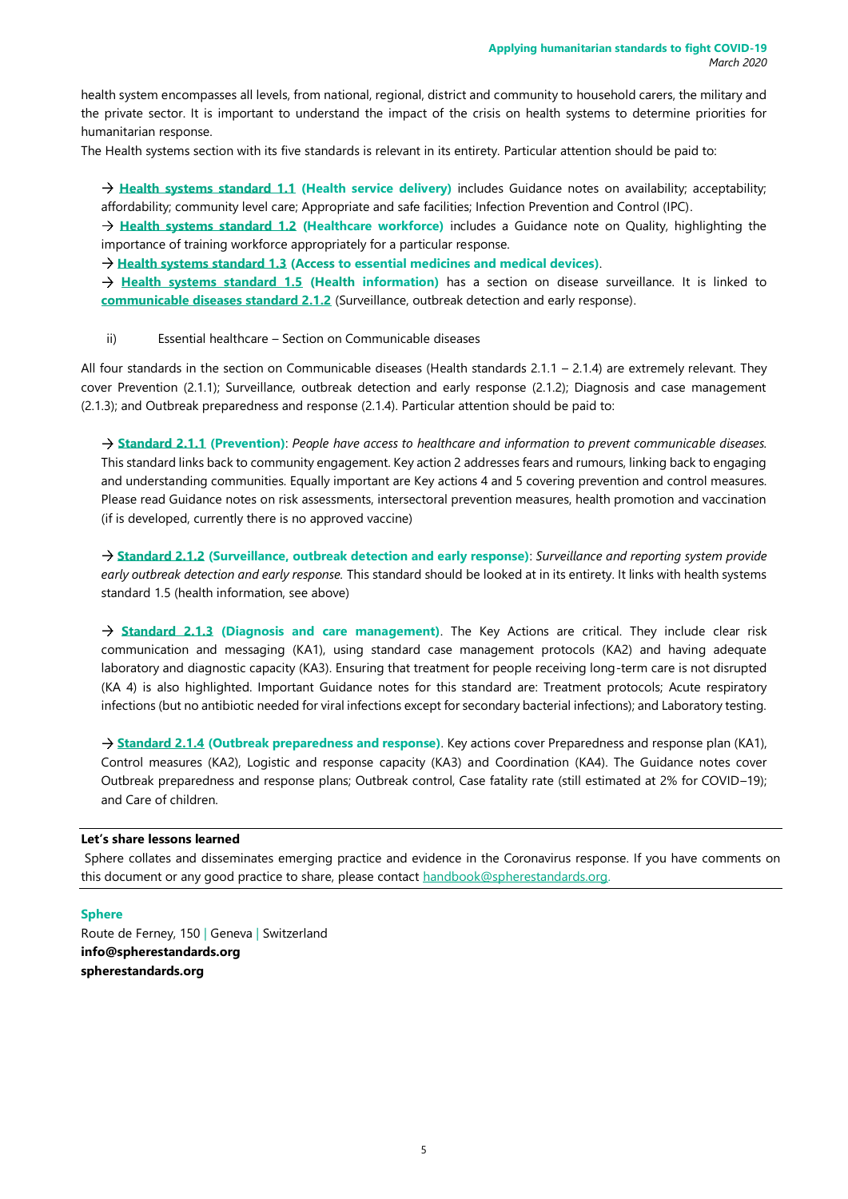health system encompasses all levels, from national, regional, district and community to household carers, the military and the private sector. It is important to understand the impact of the crisis on health systems to determine priorities for humanitarian response.

The Health systems section with its five standards is relevant in its entirety. Particular attention should be paid to:

→ **Health systems standard 1.1 (Health service delivery)** includes Guidance notes on availability; acceptability; affordability; community level care; Appropriate and safe facilities; Infection Prevention and Control (IPC).

→ **Health systems standard 1.2 (Healthcare workforce)** includes a Guidance note on Quality, highlighting the importance of training workforce appropriately for a particular response.

→ **Health systems standard 1.3 (Access to essential medicines and medical devices)**.

→ **Health systems standard 1.5 (Health information)** has a section on disease surveillance. It is linked to **communicable diseases standard 2.1.2** (Surveillance, outbreak detection and early response).

ii) Essential healthcare – Section on Communicable diseases

All four standards in the section on Communicable diseases (Health standards 2.1.1 – 2.1.4) are extremely relevant. They cover Prevention (2.1.1); Surveillance, outbreak detection and early response (2.1.2); Diagnosis and case management (2.1.3); and Outbreak preparedness and response (2.1.4). Particular attention should be paid to:

→ **Standard 2.1.1 (Prevention)**: *People have access to healthcare and information to prevent communicable diseases.* This standard links back to community engagement. Key action 2 addresses fears and rumours, linking back to engaging and understanding communities. Equally important are Key actions 4 and 5 covering prevention and control measures. Please read Guidance notes on risk assessments, intersectoral prevention measures, health promotion and vaccination (if is developed, currently there is no approved vaccine)

→ **Standard 2.1.2 (Surveillance, outbreak detection and early response)**: *Surveillance and reporting system provide early outbreak detection and early response.* This standard should be looked at in its entirety. It links with health systems standard 1.5 (health information, see above)

→ **Standard 2.1.3 (Diagnosis and care management)**. The Key Actions are critical. They include clear risk communication and messaging (KA1), using standard case management protocols (KA2) and having adequate laboratory and diagnostic capacity (KA3). Ensuring that treatment for people receiving long-term care is not disrupted (KA 4) is also highlighted. Important Guidance notes for this standard are: Treatment protocols; Acute respiratory infections (but no antibiotic needed for viral infections except for secondary bacterial infections); and Laboratory testing.

→ **Standard 2.1.4 (Outbreak preparedness and response)**. Key actions cover Preparedness and response plan (KA1), Control measures (KA2), Logistic and response capacity (KA3) and Coordination (KA4). The Guidance notes cover Outbreak preparedness and response plans; Outbreak control, Case fatality rate (still estimated at 2% for COVID–19); and Care of children.

---

**Let's share lessons learned**

Sphere collates and disseminates emerging practice and evidence in the Coronavirus response. If you have comments on this document or any good practice to share, please contact handbook@spherestandards.org.

---

**Sphere**

Route de Ferney, 150 | Geneva | Switzerland

**info@spherestandards.org**

**spherestandards.org**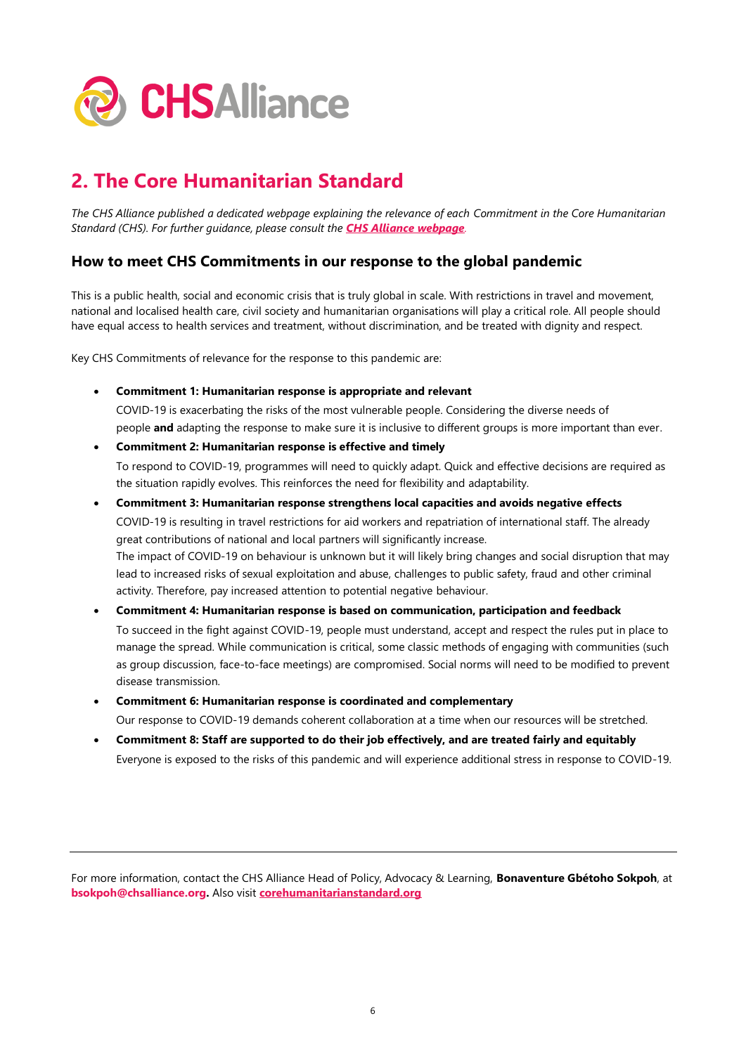## 2. The Core Humanitarian Standard

*The CHS Alliance published a dedicated webpage explaining the relevance of each Commitment in the Core Humanitarian Standard (CHS). For further guidance, please consult the* ***CHS Alliance webpage****.*

### How to meet CHS Commitments in our response to the global pandemic

This is a public health, social and economic crisis that is truly global in scale. With restrictions in travel and movement, national and localised health care, civil society and humanitarian organisations will play a critical role. All people should have equal access to health services and treatment, without discrimination, and be treated with dignity and respect.

Key CHS Commitments of relevance for the response to this pandemic are:

- **Commitment 1: Humanitarian response is appropriate and relevant**

  COVID-19 is exacerbating the risks of the most vulnerable people. Considering the diverse needs of people **and** adapting the response to make sure it is inclusive to different groups is more important than ever.

- **Commitment 2: Humanitarian response is effective and timely**

  To respond to COVID-19, programmes will need to quickly adapt. Quick and effective decisions are required as the situation rapidly evolves. This reinforces the need for flexibility and adaptability.

- **Commitment 3: Humanitarian response strengthens local capacities and avoids negative effects**

  COVID-19 is resulting in travel restrictions for aid workers and repatriation of international staff. The already great contributions of national and local partners will significantly increase.

  The impact of COVID-19 on behaviour is unknown but it will likely bring changes and social disruption that may lead to increased risks of sexual exploitation and abuse, challenges to public safety, fraud and other criminal activity. Therefore, pay increased attention to potential negative behaviour.

- **Commitment 4: Humanitarian response is based on communication, participation and feedback**

  To succeed in the fight against COVID-19, people must understand, accept and respect the rules put in place to manage the spread. While communication is critical, some classic methods of engaging with communities (such as group discussion, face-to-face meetings) are compromised. Social norms will need to be modified to prevent disease transmission.

- **Commitment 6: Humanitarian response is coordinated and complementary**

  Our response to COVID-19 demands coherent collaboration at a time when our resources will be stretched.

- **Commitment 8: Staff are supported to do their job effectively, and are treated fairly and equitably**

  Everyone is exposed to the risks of this pandemic and will experience additional stress in response to COVID-19.

---

For more information, contact the CHS Alliance Head of Policy, Advocacy & Learning, **Bonaventure Gbétoho Sokpoh**, at **bsokpoh@chsalliance.org.** Also visit **corehumanitarianstandard.org**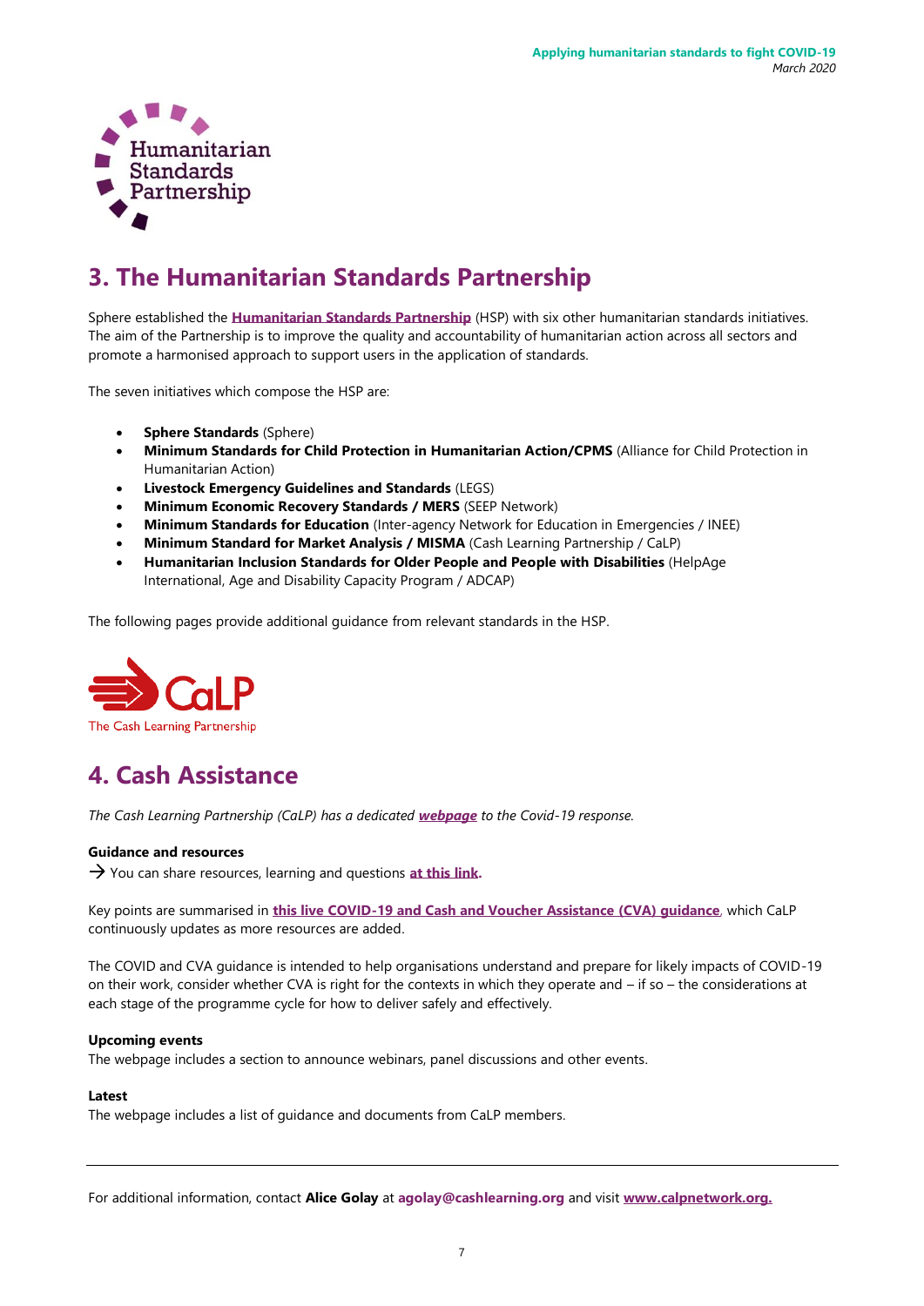## 3. The Humanitarian Standards Partnership

Sphere established the **Humanitarian Standards Partnership** (HSP) with six other humanitarian standards initiatives. The aim of the Partnership is to improve the quality and accountability of humanitarian action across all sectors and promote a harmonised approach to support users in the application of standards.

The seven initiatives which compose the HSP are:

- **Sphere Standards** (Sphere)
- **Minimum Standards for Child Protection in Humanitarian Action/CPMS** (Alliance for Child Protection in Humanitarian Action)
- **Livestock Emergency Guidelines and Standards** (LEGS)
- **Minimum Economic Recovery Standards / MERS** (SEEP Network)
- **Minimum Standards for Education** (Inter-agency Network for Education in Emergencies / INEE)
- **Minimum Standard for Market Analysis / MISMA** (Cash Learning Partnership / CaLP)
- **Humanitarian Inclusion Standards for Older People and People with Disabilities** (HelpAge International, Age and Disability Capacity Program / ADCAP)

The following pages provide additional guidance from relevant standards in the HSP.

## 4. Cash Assistance

*The Cash Learning Partnership (CaLP) has a dedicated **webpage** to the Covid-19 response.*

**Guidance and resources**

→ You can share resources, learning and questions **at this link**.

Key points are summarised in **this live COVID-19 and Cash and Voucher Assistance (CVA) guidance**, which CaLP continuously updates as more resources are added.

The COVID and CVA guidance is intended to help organisations understand and prepare for likely impacts of COVID-19 on their work, consider whether CVA is right for the contexts in which they operate and – if so – the considerations at each stage of the programme cycle for how to deliver safely and effectively.

**Upcoming events**

The webpage includes a section to announce webinars, panel discussions and other events.

**Latest**

The webpage includes a list of guidance and documents from CaLP members.

---

For additional information, contact **Alice Golay** at **agolay@cashlearning.org** and visit **www.calpnetwork.org.**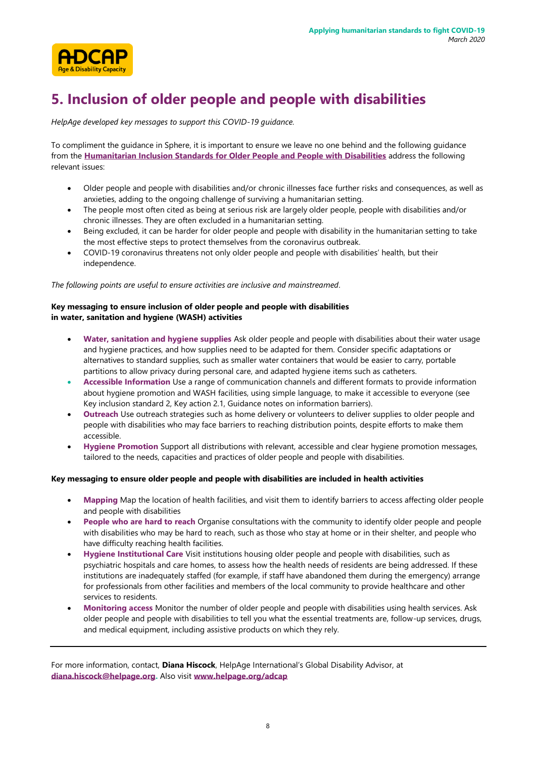# 5. Inclusion of older people and people with disabilities

*HelpAge developed key messages to support this COVID-19 guidance.*

To compliment the guidance in Sphere, it is important to ensure we leave no one behind and the following guidance from the **Humanitarian Inclusion Standards for Older People and People with Disabilities** address the following relevant issues:

- Older people and people with disabilities and/or chronic illnesses face further risks and consequences, as well as anxieties, adding to the ongoing challenge of surviving a humanitarian setting.
- The people most often cited as being at serious risk are largely older people, people with disabilities and/or chronic illnesses. They are often excluded in a humanitarian setting.
- Being excluded, it can be harder for older people and people with disability in the humanitarian setting to take the most effective steps to protect themselves from the coronavirus outbreak.
- COVID-19 coronavirus threatens not only older people and people with disabilities' health, but their independence.

*The following points are useful to ensure activities are inclusive and mainstreamed*.

**Key messaging to ensure inclusion of older people and people with disabilities in water, sanitation and hygiene (WASH) activities**

- **Water, sanitation and hygiene supplies** Ask older people and people with disabilities about their water usage and hygiene practices, and how supplies need to be adapted for them. Consider specific adaptations or alternatives to standard supplies, such as smaller water containers that would be easier to carry, portable partitions to allow privacy during personal care, and adapted hygiene items such as catheters.
- **Accessible Information** Use a range of communication channels and different formats to provide information about hygiene promotion and WASH facilities, using simple language, to make it accessible to everyone (see Key inclusion standard 2, Key action 2.1, Guidance notes on information barriers).
- **Outreach** Use outreach strategies such as home delivery or volunteers to deliver supplies to older people and people with disabilities who may face barriers to reaching distribution points, despite efforts to make them accessible.
- **Hygiene Promotion** Support all distributions with relevant, accessible and clear hygiene promotion messages, tailored to the needs, capacities and practices of older people and people with disabilities.

**Key messaging to ensure older people and people with disabilities are included in health activities**

- **Mapping** Map the location of health facilities, and visit them to identify barriers to access affecting older people and people with disabilities
- **People who are hard to reach** Organise consultations with the community to identify older people and people with disabilities who may be hard to reach, such as those who stay at home or in their shelter, and people who have difficulty reaching health facilities.
- **Hygiene Institutional Care** Visit institutions housing older people and people with disabilities, such as psychiatric hospitals and care homes, to assess how the health needs of residents are being addressed. If these institutions are inadequately staffed (for example, if staff have abandoned them during the emergency) arrange for professionals from other facilities and members of the local community to provide healthcare and other services to residents.
- **Monitoring access** Monitor the number of older people and people with disabilities using health services. Ask older people and people with disabilities to tell you what the essential treatments are, follow-up services, drugs, and medical equipment, including assistive products on which they rely.

---

For more information, contact, **Diana Hiscock**, HelpAge International's Global Disability Advisor, at **diana.hiscock@helpage.org**. Also visit **www.helpage.org/adcap**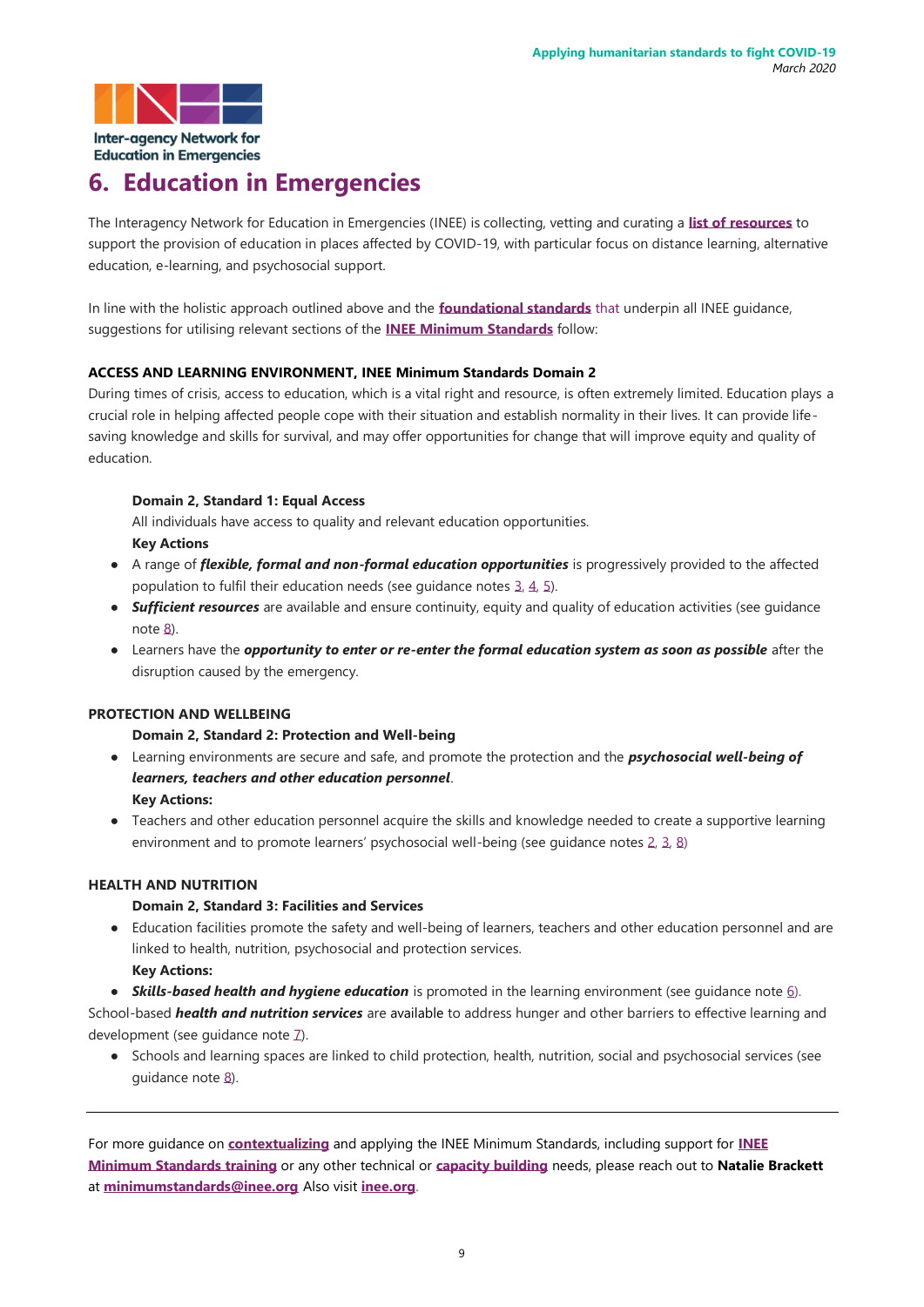# 6. Education in Emergencies

The Interagency Network for Education in Emergencies (INEE) is collecting, vetting and curating a **list of resources** to support the provision of education in places affected by COVID-19, with particular focus on distance learning, alternative education, e-learning, and psychosocial support.

In line with the holistic approach outlined above and the **foundational standards** that underpin all INEE guidance, suggestions for utilising relevant sections of the **INEE Minimum Standards** follow:

**ACCESS AND LEARNING ENVIRONMENT, INEE Minimum Standards Domain 2**

During times of crisis, access to education, which is a vital right and resource, is often extremely limited. Education plays a crucial role in helping affected people cope with their situation and establish normality in their lives. It can provide life-saving knowledge and skills for survival, and may offer opportunities for change that will improve equity and quality of education.

**Domain 2, Standard 1: Equal Access**

All individuals have access to quality and relevant education opportunities.

**Key Actions**

- A range of ***flexible, formal and non-formal education opportunities*** is progressively provided to the affected population to fulfil their education needs (see guidance notes 3, 4, 5).
- ***Sufficient resources*** are available and ensure continuity, equity and quality of education activities (see guidance note 8).
- Learners have the ***opportunity to enter or re-enter the formal education system as soon as possible*** after the disruption caused by the emergency.

**PROTECTION AND WELLBEING**

**Domain 2, Standard 2: Protection and Well-being**

- Learning environments are secure and safe, and promote the protection and the ***psychosocial well-being of learners, teachers and other education personnel***.

**Key Actions:**

- Teachers and other education personnel acquire the skills and knowledge needed to create a supportive learning environment and to promote learners' psychosocial well-being (see guidance notes 2, 3, 8)

**HEALTH AND NUTRITION**

**Domain 2, Standard 3: Facilities and Services**

- Education facilities promote the safety and well-being of learners, teachers and other education personnel and are linked to health, nutrition, psychosocial and protection services.

**Key Actions:**

- ***Skills-based health and hygiene education*** is promoted in the learning environment (see guidance note 6).

School-based ***health and nutrition services*** are available to address hunger and other barriers to effective learning and development (see guidance note 7).

- Schools and learning spaces are linked to child protection, health, nutrition, social and psychosocial services (see guidance note 8).

---

For more guidance on **contextualizing** and applying the INEE Minimum Standards, including support for **INEE Minimum Standards training** or any other technical or **capacity building** needs, please reach out to **Natalie Brackett** at **minimumstandards@inee.org** Also visit **inee.org**.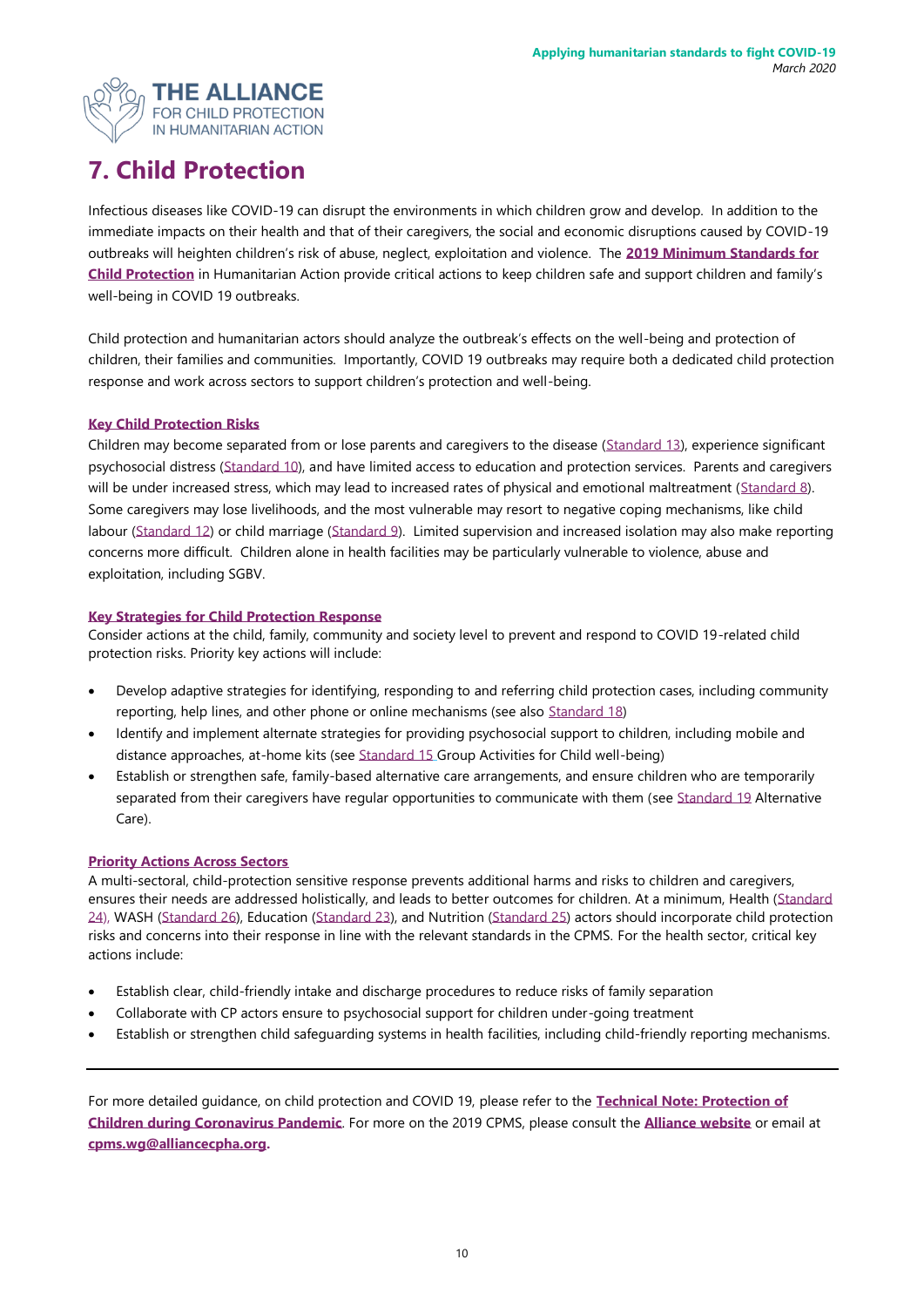# 7. Child Protection

Infectious diseases like COVID-19 can disrupt the environments in which children grow and develop. In addition to the immediate impacts on their health and that of their caregivers, the social and economic disruptions caused by COVID-19 outbreaks will heighten children's risk of abuse, neglect, exploitation and violence. The **2019 Minimum Standards for Child Protection** in Humanitarian Action provide critical actions to keep children safe and support children and family's well-being in COVID 19 outbreaks.

Child protection and humanitarian actors should analyze the outbreak's effects on the well-being and protection of children, their families and communities. Importantly, COVID 19 outbreaks may require both a dedicated child protection response and work across sectors to support children's protection and well-being.

**Key Child Protection Risks**

Children may become separated from or lose parents and caregivers to the disease (Standard 13), experience significant psychosocial distress (Standard 10), and have limited access to education and protection services. Parents and caregivers will be under increased stress, which may lead to increased rates of physical and emotional maltreatment (Standard 8). Some caregivers may lose livelihoods, and the most vulnerable may resort to negative coping mechanisms, like child labour (Standard 12) or child marriage (Standard 9). Limited supervision and increased isolation may also make reporting concerns more difficult. Children alone in health facilities may be particularly vulnerable to violence, abuse and exploitation, including SGBV.

**Key Strategies for Child Protection Response**

Consider actions at the child, family, community and society level to prevent and respond to COVID 19-related child protection risks. Priority key actions will include:

- Develop adaptive strategies for identifying, responding to and referring child protection cases, including community reporting, help lines, and other phone or online mechanisms (see also Standard 18)
- Identify and implement alternate strategies for providing psychosocial support to children, including mobile and distance approaches, at-home kits (see Standard 15 Group Activities for Child well-being)
- Establish or strengthen safe, family-based alternative care arrangements, and ensure children who are temporarily separated from their caregivers have regular opportunities to communicate with them (see Standard 19 Alternative Care).

**Priority Actions Across Sectors**

A multi-sectoral, child-protection sensitive response prevents additional harms and risks to children and caregivers, ensures their needs are addressed holistically, and leads to better outcomes for children. At a minimum, Health (Standard 24), WASH (Standard 26), Education (Standard 23), and Nutrition (Standard 25) actors should incorporate child protection risks and concerns into their response in line with the relevant standards in the CPMS. For the health sector, critical key actions include:

- Establish clear, child-friendly intake and discharge procedures to reduce risks of family separation
- Collaborate with CP actors ensure to psychosocial support for children under-going treatment
- Establish or strengthen child safeguarding systems in health facilities, including child-friendly reporting mechanisms.

---

For more detailed guidance, on child protection and COVID 19, please refer to the **Technical Note: Protection of Children during Coronavirus Pandemic**. For more on the 2019 CPMS, please consult the **Alliance website** or email at **cpms.wg@alliancecpha.org.**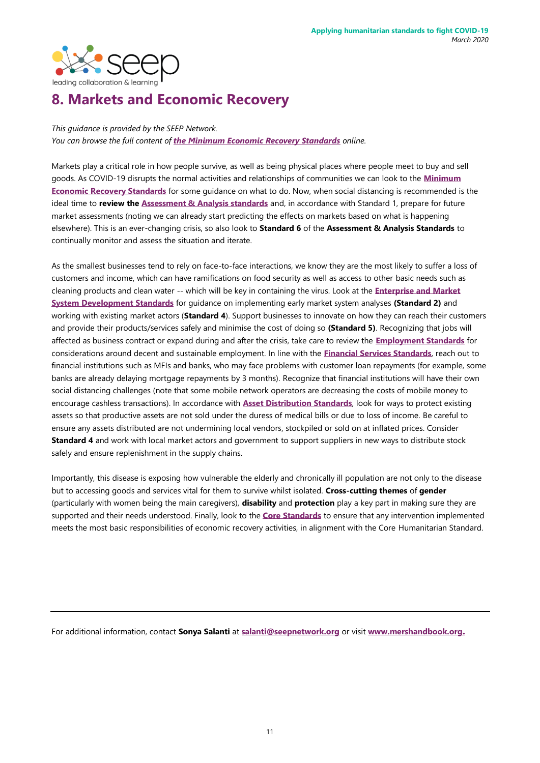# 8. Markets and Economic Recovery

*This guidance is provided by the SEEP Network.*
*You can browse the full content of **the Minimum Economic Recovery Standards** online.*

Markets play a critical role in how people survive, as well as being physical places where people meet to buy and sell goods. As COVID-19 disrupts the normal activities and relationships of communities we can look to the **Minimum Economic Recovery Standards** for some guidance on what to do. Now, when social distancing is recommended is the ideal time to **review the Assessment & Analysis standards** and, in accordance with Standard 1, prepare for future market assessments (noting we can already start predicting the effects on markets based on what is happening elsewhere). This is an ever-changing crisis, so also look to **Standard 6** of the **Assessment & Analysis Standards** to continually monitor and assess the situation and iterate.

As the smallest businesses tend to rely on face-to-face interactions, we know they are the most likely to suffer a loss of customers and income, which can have ramifications on food security as well as access to other basic needs such as cleaning products and clean water -- which will be key in containing the virus. Look at the **Enterprise and Market System Development Standards** for guidance on implementing early market system analyses **(Standard 2)** and working with existing market actors (**Standard 4**). Support businesses to innovate on how they can reach their customers and provide their products/services safely and minimise the cost of doing so **(Standard 5)**. Recognizing that jobs will affected as business contract or expand during and after the crisis, take care to review the **Employment Standards** for considerations around decent and sustainable employment. In line with the **Financial Services Standards**, reach out to financial institutions such as MFIs and banks, who may face problems with customer loan repayments (for example, some banks are already delaying mortgage repayments by 3 months). Recognize that financial institutions will have their own social distancing challenges (note that some mobile network operators are decreasing the costs of mobile money to encourage cashless transactions). In accordance with **Asset Distribution Standards**, look for ways to protect existing assets so that productive assets are not sold under the duress of medical bills or due to loss of income. Be careful to ensure any assets distributed are not undermining local vendors, stockpiled or sold on at inflated prices. Consider **Standard 4** and work with local market actors and government to support suppliers in new ways to distribute stock safely and ensure replenishment in the supply chains.

Importantly, this disease is exposing how vulnerable the elderly and chronically ill population are not only to the disease but to accessing goods and services vital for them to survive whilst isolated. **Cross-cutting themes** of **gender** (particularly with women being the main caregivers), **disability** and **protection** play a key part in making sure they are supported and their needs understood. Finally, look to the **Core Standards** to ensure that any intervention implemented meets the most basic responsibilities of economic recovery activities, in alignment with the Core Humanitarian Standard.

---

For additional information, contact **Sonya Salanti** at **salanti@seepnetwork.org** or visit **www.mershandbook.org.**